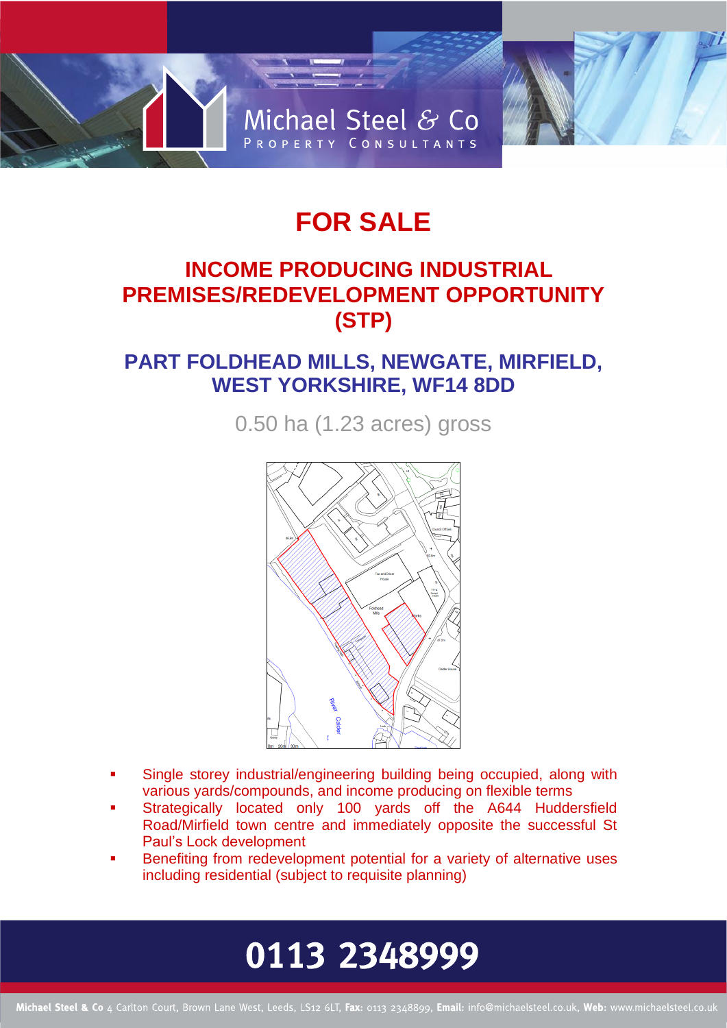Michael Steel & Co
PROPERTY CONSULTANTS

# FOR SALE

## INCOME PRODUCING INDUSTRIAL PREMISES/REDEVELOPMENT OPPORTUNITY (STP)

## PART FOLDHEAD MILLS, NEWGATE, MIRFIELD, WEST YORKSHIRE, WF14 8DD

0.50 ha (1.23 acres) gross

- Single storey industrial/engineering building being occupied, along with various yards/compounds, and income producing on flexible terms
- Strategically located only 100 yards off the A644 Huddersfield Road/Mirfield town centre and immediately opposite the successful St Paul's Lock development
- Benefiting from redevelopment potential for a variety of alternative uses including residential (subject to requisite planning)

**0113 2348999**

**Michael Steel & Co** 4 Carlton Court, Brown Lane West, Leeds, LS12 6LT, **Fax:** 0113 2348899, **Email:** info@michaelsteel.co.uk, **Web:** www.michaelsteel.co.uk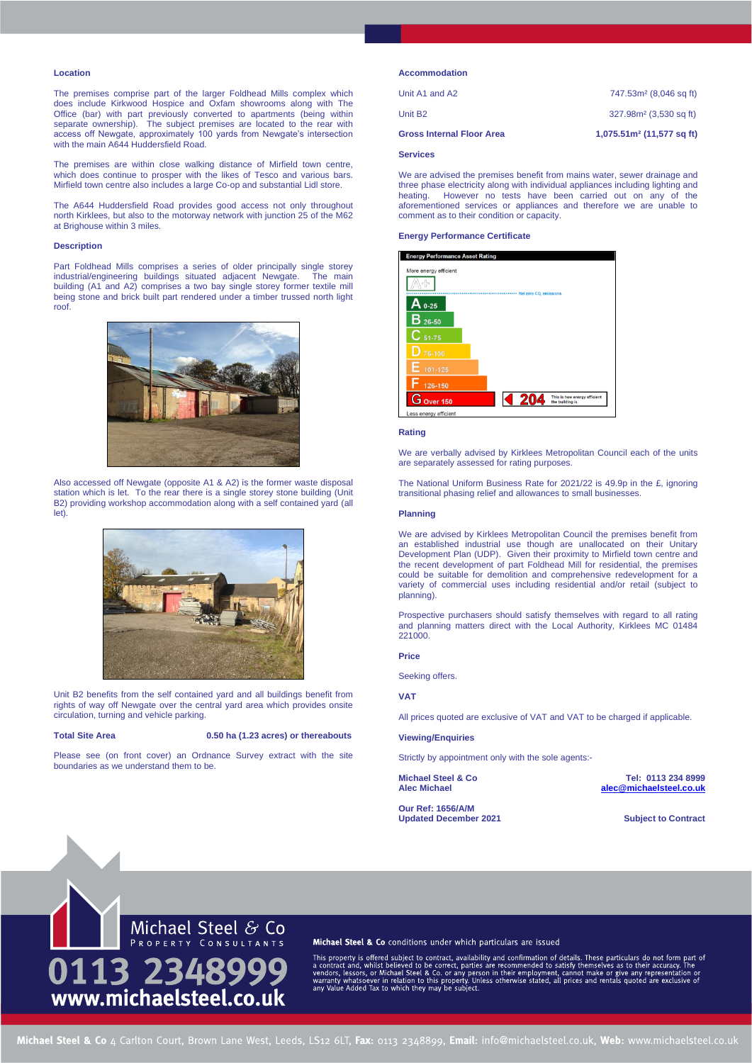### Location

The premises comprise part of the larger Foldhead Mills complex which does include Kirkwood Hospice and Oxfam showrooms along with The Office (bar) with part previously converted to apartments (being within separate ownership). The subject premises are located to the rear with access off Newgate, approximately 100 yards from Newgate's intersection with the main A644 Huddersfield Road.

The premises are within close walking distance of Mirfield town centre, which does continue to prosper with the likes of Tesco and various bars. Mirfield town centre also includes a large Co-op and substantial Lidl store.

The A644 Huddersfield Road provides good access not only throughout north Kirklees, but also to the motorway network with junction 25 of the M62 at Brighouse within 3 miles.

### Description

Part Foldhead Mills comprises a series of older principally single storey industrial/engineering buildings situated adjacent Newgate. The main building (A1 and A2) comprises a two bay single storey former textile mill being stone and brick built part rendered under a timber trussed north light roof.

Also accessed off Newgate (opposite A1 & A2) is the former waste disposal station which is let. To the rear there is a single storey stone building (Unit B2) providing workshop accommodation along with a self contained yard (all let).

Unit B2 benefits from the self contained yard and all buildings benefit from rights of way off Newgate over the central yard area which provides onsite circulation, turning and vehicle parking.

**Total Site Area** **0.50 ha (1.23 acres) or thereabouts**

Please see (on front cover) an Ordnance Survey extract with the site boundaries as we understand them to be.

### Accommodation

| | |
|---|---|
| Unit A1 and A2 | 747.53m² (8,046 sq ft) |
| Unit B2 | 327.98m² (3,530 sq ft) |
| **Gross Internal Floor Area** | **1,075.51m² (11,577 sq ft)** |

### Services

We are advised the premises benefit from mains water, sewer drainage and three phase electricity along with individual appliances including lighting and heating. However no tests have been carried out on any of the aforementioned services or appliances and therefore we are unable to comment as to their condition or capacity.

### Energy Performance Certificate

Energy Performance Asset Rating
More energy efficient
Net zero $CO_2$ emissions
A 0-25
B 26-50
C 51-75
D 76-100
E 101-125
F 126-150
G Over 150
204 This is how energy efficient the building is.
Less energy efficient

### Rating

We are verbally advised by Kirklees Metropolitan Council each of the units are separately assessed for rating purposes.

The National Uniform Business Rate for 2021/22 is 49.9p in the £, ignoring transitional phasing relief and allowances to small businesses.

### Planning

We are advised by Kirklees Metropolitan Council the premises benefit from an established industrial use though are unallocated on their Unitary Development Plan (UDP). Given their proximity to Mirfield town centre and the recent development of part Foldhead Mill for residential, the premises could be suitable for demolition and comprehensive redevelopment for a variety of commercial uses including residential and/or retail (subject to planning).

Prospective purchasers should satisfy themselves with regard to all rating and planning matters direct with the Local Authority, Kirklees MC 01484 221000.

### Price

Seeking offers.

### VAT

All prices quoted are exclusive of VAT and VAT to be charged if applicable.

### Viewing/Enquiries

Strictly by appointment only with the sole agents:-

**Michael Steel & Co** — **Tel: 0113 234 8999**
**Alec Michael** — **alec@michaelsteel.co.uk**

**Our Ref: 1656/A/M**
**Updated December 2021** — **Subject to Contract**

Michael Steel & Co
PROPERTY CONSULTANTS
0113 2348999
www.michaelsteel.co.uk

**Michael Steel & Co** conditions under which particulars are issued

This property is offered subject to contract, availability and confirmation of details. These particulars do not form part of a contract and, whilst believed to be correct, parties are recommended to satisfy themselves as to their accuracy. The vendors, lessors, or Michael Steel & Co. or any person in their employment, cannot make or give any representation or warranty whatsoever in relation to this property. Unless otherwise stated, all prices and rentals quoted are exclusive of any Value Added Tax to which they may be subject.

**Michael Steel & Co** 4 Carlton Court, Brown Lane West, Leeds, LS12 6LT, **Fax:** 0113 2348899, **Email:** info@michaelsteel.co.uk, **Web:** www.michaelsteel.co.uk